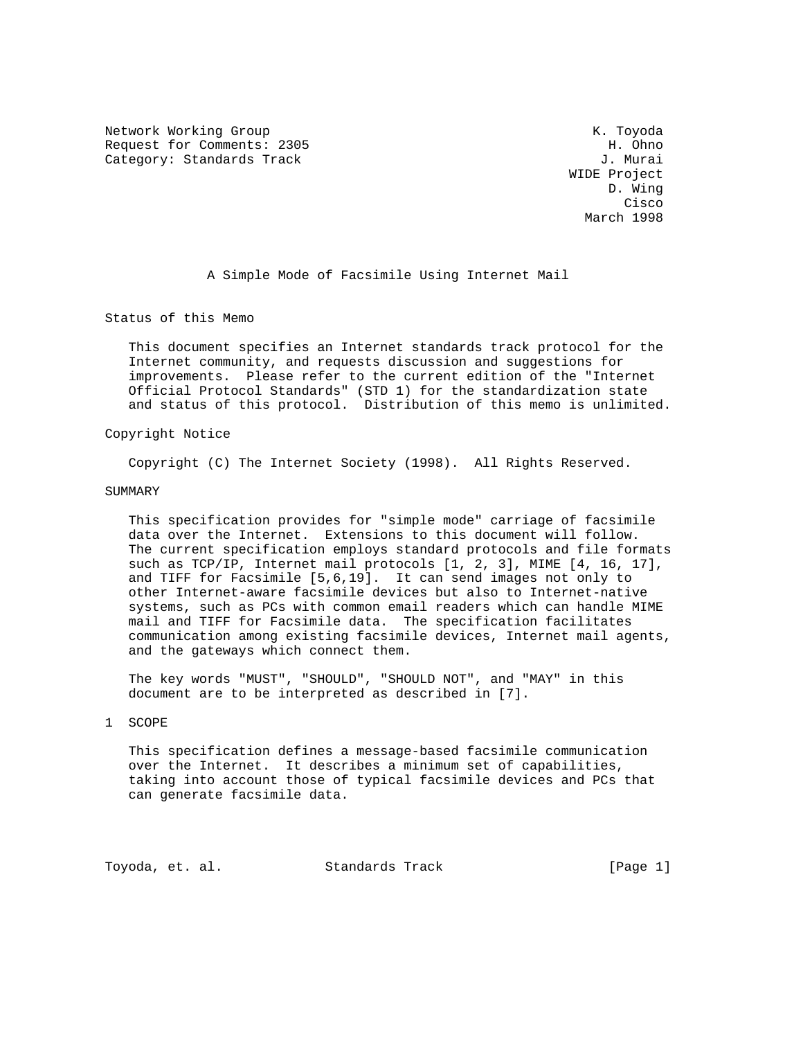Network Working Group K. Toyoda
Request for Comments: 2305 H. Ohno
Category: Standards Track J. Murai
WIDE Project
D. Wing
Cisco
March 1998

# A Simple Mode of Facsimile Using Internet Mail

## Status of this Memo

This document specifies an Internet standards track protocol for the Internet community, and requests discussion and suggestions for improvements. Please refer to the current edition of the "Internet Official Protocol Standards" (STD 1) for the standardization state and status of this protocol. Distribution of this memo is unlimited.

## Copyright Notice

Copyright (C) The Internet Society (1998). All Rights Reserved.

## SUMMARY

This specification provides for "simple mode" carriage of facsimile data over the Internet. Extensions to this document will follow. The current specification employs standard protocols and file formats such as TCP/IP, Internet mail protocols [1, 2, 3], MIME [4, 16, 17], and TIFF for Facsimile [5,6,19]. It can send images not only to other Internet-aware facsimile devices but also to Internet-native systems, such as PCs with common email readers which can handle MIME mail and TIFF for Facsimile data. The specification facilitates communication among existing facsimile devices, Internet mail agents, and the gateways which connect them.

The key words "MUST", "SHOULD", "SHOULD NOT", and "MAY" in this document are to be interpreted as described in [7].

## 1 SCOPE

This specification defines a message-based facsimile communication over the Internet. It describes a minimum set of capabilities, taking into account those of typical facsimile devices and PCs that can generate facsimile data.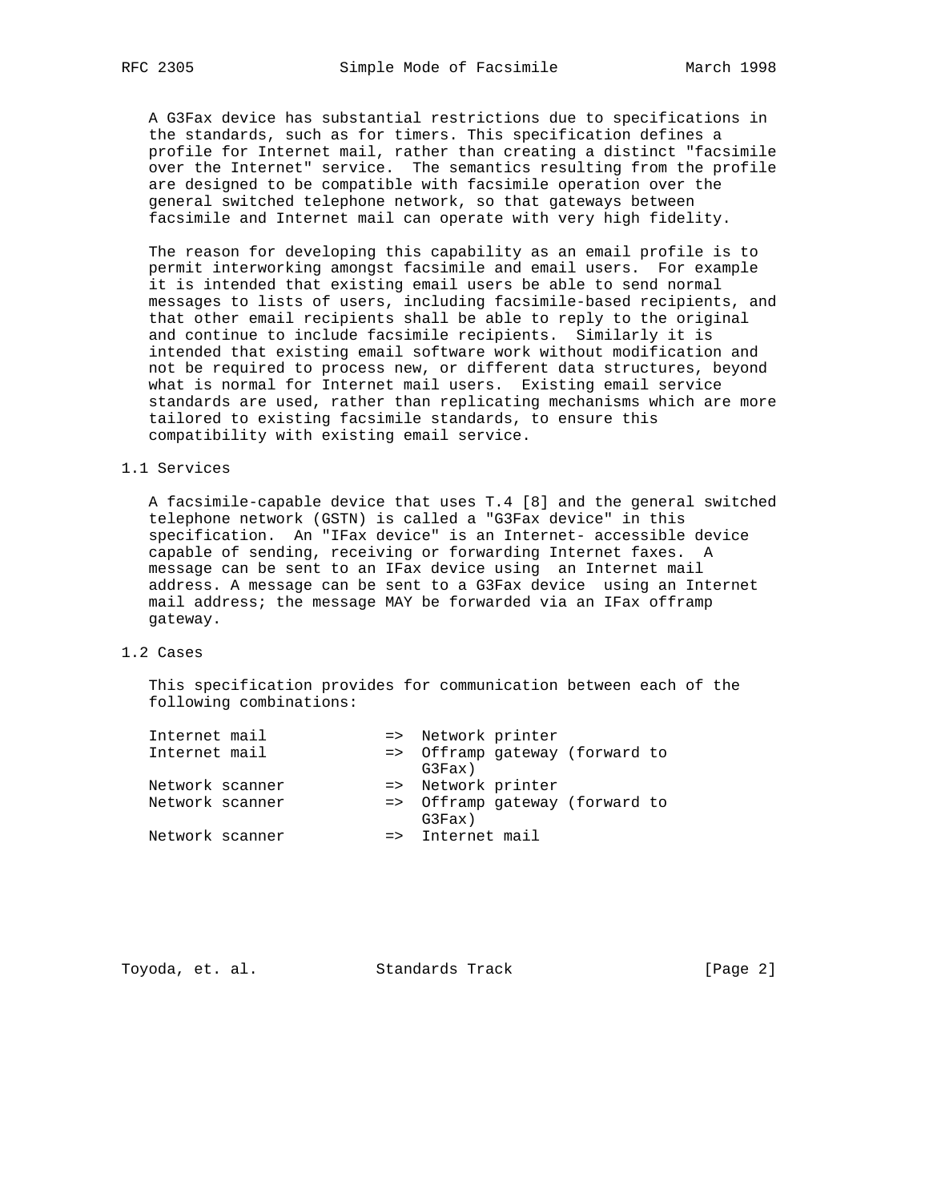A G3Fax device has substantial restrictions due to specifications in the standards, such as for timers. This specification defines a profile for Internet mail, rather than creating a distinct "facsimile over the Internet" service. The semantics resulting from the profile are designed to be compatible with facsimile operation over the general switched telephone network, so that gateways between facsimile and Internet mail can operate with very high fidelity.

The reason for developing this capability as an email profile is to permit interworking amongst facsimile and email users. For example it is intended that existing email users be able to send normal messages to lists of users, including facsimile-based recipients, and that other email recipients shall be able to reply to the original and continue to include facsimile recipients. Similarly it is intended that existing email software work without modification and not be required to process new, or different data structures, beyond what is normal for Internet mail users. Existing email service standards are used, rather than replicating mechanisms which are more tailored to existing facsimile standards, to ensure this compatibility with existing email service.

## 1.1 Services

A facsimile-capable device that uses T.4 [8] and the general switched telephone network (GSTN) is called a "G3Fax device" in this specification. An "IFax device" is an Internet- accessible device capable of sending, receiving or forwarding Internet faxes. A message can be sent to an IFax device using an Internet mail address. A message can be sent to a G3Fax device using an Internet mail address; the message MAY be forwarded via an IFax offramp gateway.

## 1.2 Cases

This specification provides for communication between each of the following combinations:

```
Internet mail            =>  Network printer
Internet mail            =>  Offramp gateway (forward to
                             G3Fax)
Network scanner          =>  Network printer
Network scanner          =>  Offramp gateway (forward to
                             G3Fax)
Network scanner          =>  Internet mail
```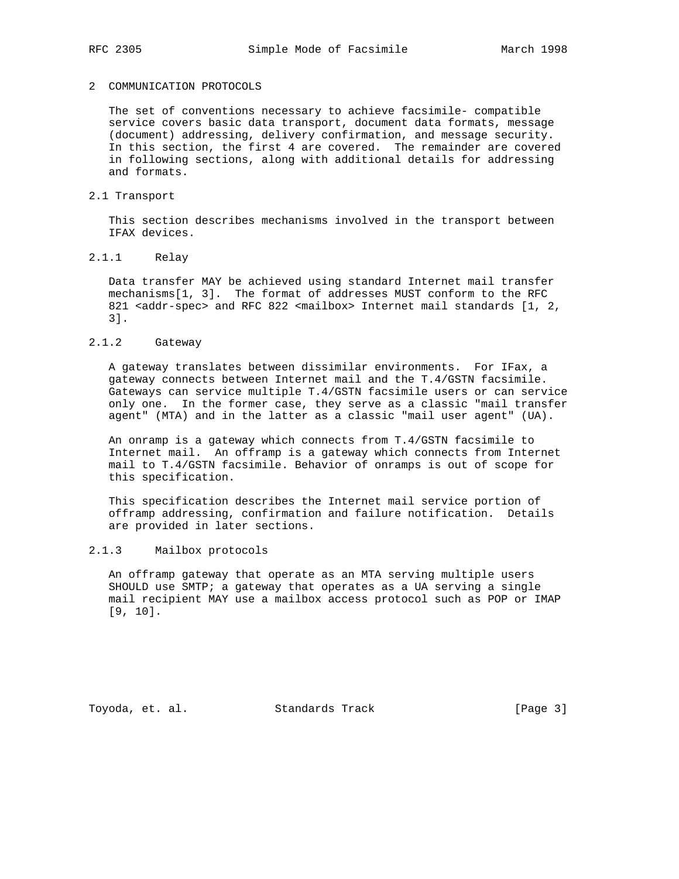## 2 COMMUNICATION PROTOCOLS

The set of conventions necessary to achieve facsimile- compatible service covers basic data transport, document data formats, message (document) addressing, delivery confirmation, and message security. In this section, the first 4 are covered. The remainder are covered in following sections, along with additional details for addressing and formats.

### 2.1 Transport

This section describes mechanisms involved in the transport between IFAX devices.

#### 2.1.1 Relay

Data transfer MAY be achieved using standard Internet mail transfer mechanisms[1, 3]. The format of addresses MUST conform to the RFC 821 <addr-spec> and RFC 822 <mailbox> Internet mail standards [1, 2, 3].

#### 2.1.2 Gateway

A gateway translates between dissimilar environments. For IFax, a gateway connects between Internet mail and the T.4/GSTN facsimile. Gateways can service multiple T.4/GSTN facsimile users or can service only one. In the former case, they serve as a classic "mail transfer agent" (MTA) and in the latter as a classic "mail user agent" (UA).

An onramp is a gateway which connects from T.4/GSTN facsimile to Internet mail. An offramp is a gateway which connects from Internet mail to T.4/GSTN facsimile. Behavior of onramps is out of scope for this specification.

This specification describes the Internet mail service portion of offramp addressing, confirmation and failure notification. Details are provided in later sections.

#### 2.1.3 Mailbox protocols

An offramp gateway that operate as an MTA serving multiple users SHOULD use SMTP; a gateway that operates as a UA serving a single mail recipient MAY use a mailbox access protocol such as POP or IMAP [9, 10].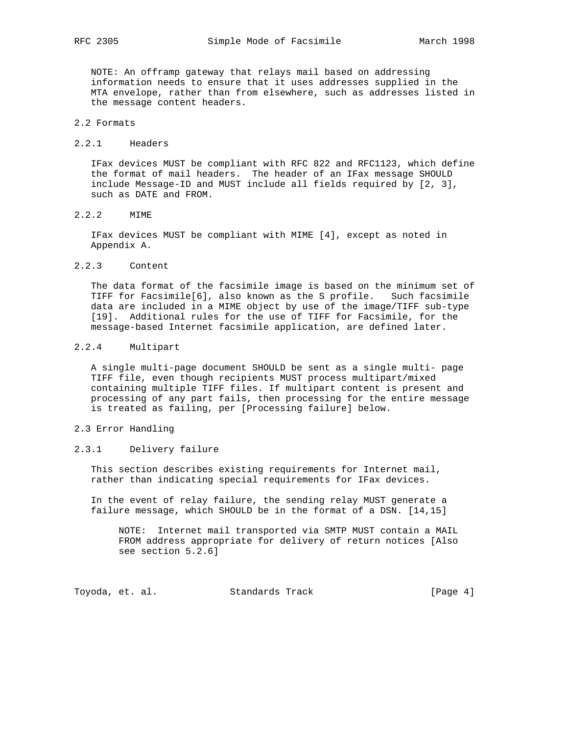NOTE: An offramp gateway that relays mail based on addressing information needs to ensure that it uses addresses supplied in the MTA envelope, rather than from elsewhere, such as addresses listed in the message content headers.

## 2.2 Formats

### 2.2.1 Headers

IFax devices MUST be compliant with RFC 822 and RFC1123, which define the format of mail headers. The header of an IFax message SHOULD include Message-ID and MUST include all fields required by [2, 3], such as DATE and FROM.

### 2.2.2 MIME

IFax devices MUST be compliant with MIME [4], except as noted in Appendix A.

### 2.2.3 Content

The data format of the facsimile image is based on the minimum set of TIFF for Facsimile[6], also known as the S profile. Such facsimile data are included in a MIME object by use of the image/TIFF sub-type [19]. Additional rules for the use of TIFF for Facsimile, for the message-based Internet facsimile application, are defined later.

### 2.2.4 Multipart

A single multi-page document SHOULD be sent as a single multi- page TIFF file, even though recipients MUST process multipart/mixed containing multiple TIFF files. If multipart content is present and processing of any part fails, then processing for the entire message is treated as failing, per [Processing failure] below.

## 2.3 Error Handling

### 2.3.1 Delivery failure

This section describes existing requirements for Internet mail, rather than indicating special requirements for IFax devices.

In the event of relay failure, the sending relay MUST generate a failure message, which SHOULD be in the format of a DSN. [14,15]

> NOTE: Internet mail transported via SMTP MUST contain a MAIL FROM address appropriate for delivery of return notices [Also see section 5.2.6]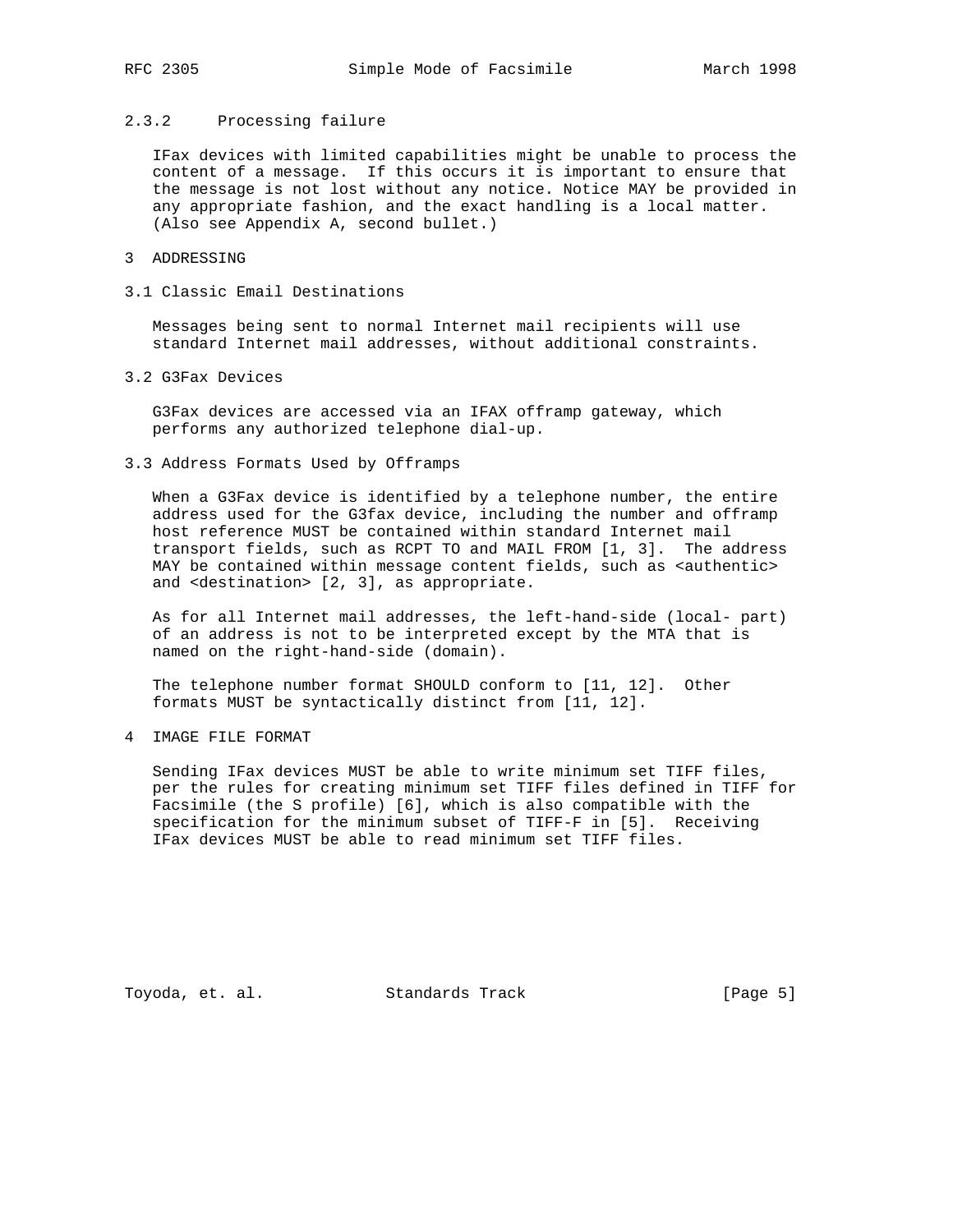### 2.3.2 Processing failure

IFax devices with limited capabilities might be unable to process the content of a message. If this occurs it is important to ensure that the message is not lost without any notice. Notice MAY be provided in any appropriate fashion, and the exact handling is a local matter. (Also see Appendix A, second bullet.)

# 3 ADDRESSING

## 3.1 Classic Email Destinations

Messages being sent to normal Internet mail recipients will use standard Internet mail addresses, without additional constraints.

## 3.2 G3Fax Devices

G3Fax devices are accessed via an IFAX offramp gateway, which performs any authorized telephone dial-up.

## 3.3 Address Formats Used by Offramps

When a G3Fax device is identified by a telephone number, the entire address used for the G3fax device, including the number and offramp host reference MUST be contained within standard Internet mail transport fields, such as RCPT TO and MAIL FROM [1, 3]. The address MAY be contained within message content fields, such as <authentic> and <destination> [2, 3], as appropriate.

As for all Internet mail addresses, the left-hand-side (local- part) of an address is not to be interpreted except by the MTA that is named on the right-hand-side (domain).

The telephone number format SHOULD conform to [11, 12]. Other formats MUST be syntactically distinct from [11, 12].

# 4 IMAGE FILE FORMAT

Sending IFax devices MUST be able to write minimum set TIFF files, per the rules for creating minimum set TIFF files defined in TIFF for Facsimile (the S profile) [6], which is also compatible with the specification for the minimum subset of TIFF-F in [5]. Receiving IFax devices MUST be able to read minimum set TIFF files.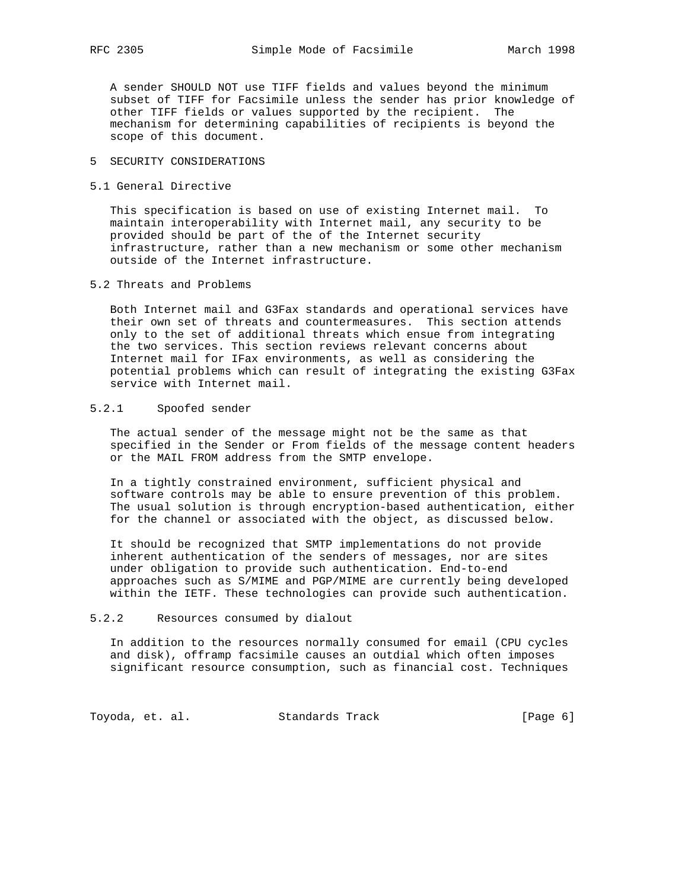A sender SHOULD NOT use TIFF fields and values beyond the minimum subset of TIFF for Facsimile unless the sender has prior knowledge of other TIFF fields or values supported by the recipient. The mechanism for determining capabilities of recipients is beyond the scope of this document.

# 5 SECURITY CONSIDERATIONS

## 5.1 General Directive

This specification is based on use of existing Internet mail. To maintain interoperability with Internet mail, any security to be provided should be part of the of the Internet security infrastructure, rather than a new mechanism or some other mechanism outside of the Internet infrastructure.

## 5.2 Threats and Problems

Both Internet mail and G3Fax standards and operational services have their own set of threats and countermeasures. This section attends only to the set of additional threats which ensue from integrating the two services. This section reviews relevant concerns about Internet mail for IFax environments, as well as considering the potential problems which can result of integrating the existing G3Fax service with Internet mail.

### 5.2.1 Spoofed sender

The actual sender of the message might not be the same as that specified in the Sender or From fields of the message content headers or the MAIL FROM address from the SMTP envelope.

In a tightly constrained environment, sufficient physical and software controls may be able to ensure prevention of this problem. The usual solution is through encryption-based authentication, either for the channel or associated with the object, as discussed below.

It should be recognized that SMTP implementations do not provide inherent authentication of the senders of messages, nor are sites under obligation to provide such authentication. End-to-end approaches such as S/MIME and PGP/MIME are currently being developed within the IETF. These technologies can provide such authentication.

### 5.2.2 Resources consumed by dialout

In addition to the resources normally consumed for email (CPU cycles and disk), offramp facsimile causes an outdial which often imposes significant resource consumption, such as financial cost. Techniques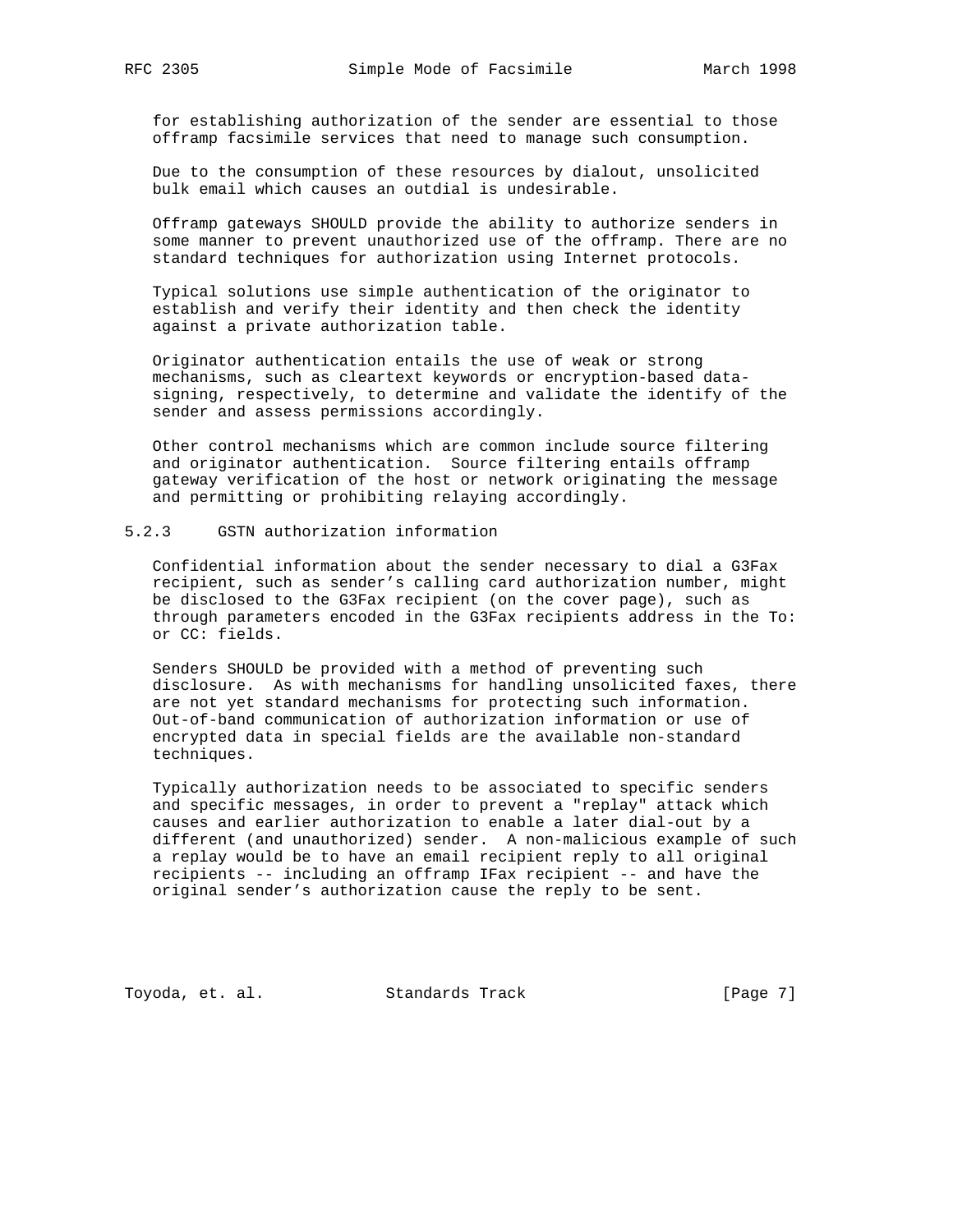for establishing authorization of the sender are essential to those offramp facsimile services that need to manage such consumption.

Due to the consumption of these resources by dialout, unsolicited bulk email which causes an outdial is undesirable.

Offramp gateways SHOULD provide the ability to authorize senders in some manner to prevent unauthorized use of the offramp. There are no standard techniques for authorization using Internet protocols.

Typical solutions use simple authentication of the originator to establish and verify their identity and then check the identity against a private authorization table.

Originator authentication entails the use of weak or strong mechanisms, such as cleartext keywords or encryption-based data-signing, respectively, to determine and validate the identify of the sender and assess permissions accordingly.

Other control mechanisms which are common include source filtering and originator authentication. Source filtering entails offramp gateway verification of the host or network originating the message and permitting or prohibiting relaying accordingly.

### 5.2.3 GSTN authorization information

Confidential information about the sender necessary to dial a G3Fax recipient, such as sender's calling card authorization number, might be disclosed to the G3Fax recipient (on the cover page), such as through parameters encoded in the G3Fax recipients address in the To: or CC: fields.

Senders SHOULD be provided with a method of preventing such disclosure. As with mechanisms for handling unsolicited faxes, there are not yet standard mechanisms for protecting such information. Out-of-band communication of authorization information or use of encrypted data in special fields are the available non-standard techniques.

Typically authorization needs to be associated to specific senders and specific messages, in order to prevent a "replay" attack which causes and earlier authorization to enable a later dial-out by a different (and unauthorized) sender. A non-malicious example of such a replay would be to have an email recipient reply to all original recipients -- including an offramp IFax recipient -- and have the original sender's authorization cause the reply to be sent.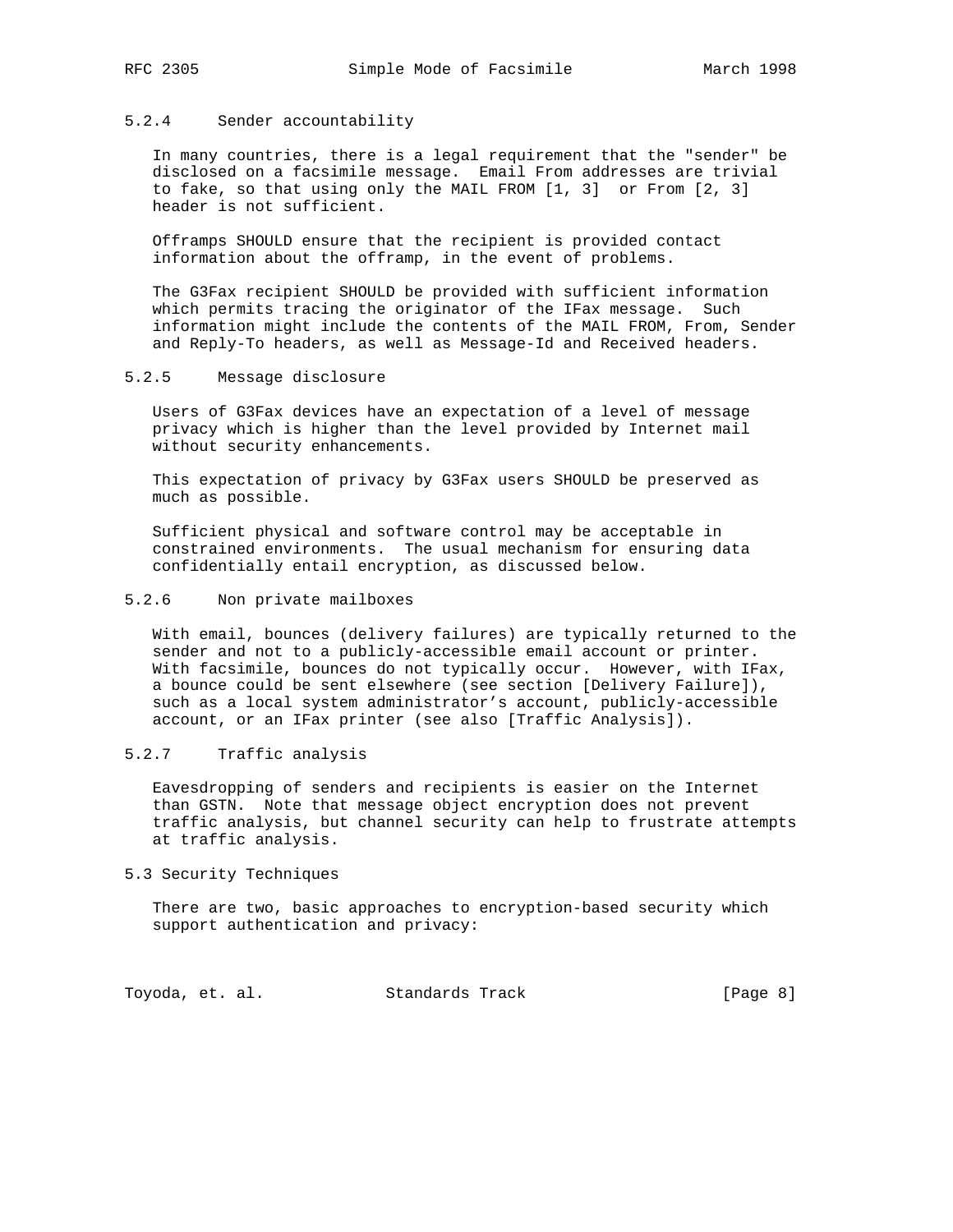#### 5.2.4 Sender accountability

In many countries, there is a legal requirement that the "sender" be disclosed on a facsimile message. Email From addresses are trivial to fake, so that using only the MAIL FROM [1, 3] or From [2, 3] header is not sufficient.

Offramps SHOULD ensure that the recipient is provided contact information about the offramp, in the event of problems.

The G3Fax recipient SHOULD be provided with sufficient information which permits tracing the originator of the IFax message. Such information might include the contents of the MAIL FROM, From, Sender and Reply-To headers, as well as Message-Id and Received headers.

#### 5.2.5 Message disclosure

Users of G3Fax devices have an expectation of a level of message privacy which is higher than the level provided by Internet mail without security enhancements.

This expectation of privacy by G3Fax users SHOULD be preserved as much as possible.

Sufficient physical and software control may be acceptable in constrained environments. The usual mechanism for ensuring data confidentially entail encryption, as discussed below.

#### 5.2.6 Non private mailboxes

With email, bounces (delivery failures) are typically returned to the sender and not to a publicly-accessible email account or printer. With facsimile, bounces do not typically occur. However, with IFax, a bounce could be sent elsewhere (see section [Delivery Failure]), such as a local system administrator’s account, publicly-accessible account, or an IFax printer (see also [Traffic Analysis]).

#### 5.2.7 Traffic analysis

Eavesdropping of senders and recipients is easier on the Internet than GSTN. Note that message object encryption does not prevent traffic analysis, but channel security can help to frustrate attempts at traffic analysis.

### 5.3 Security Techniques

There are two, basic approaches to encryption-based security which support authentication and privacy: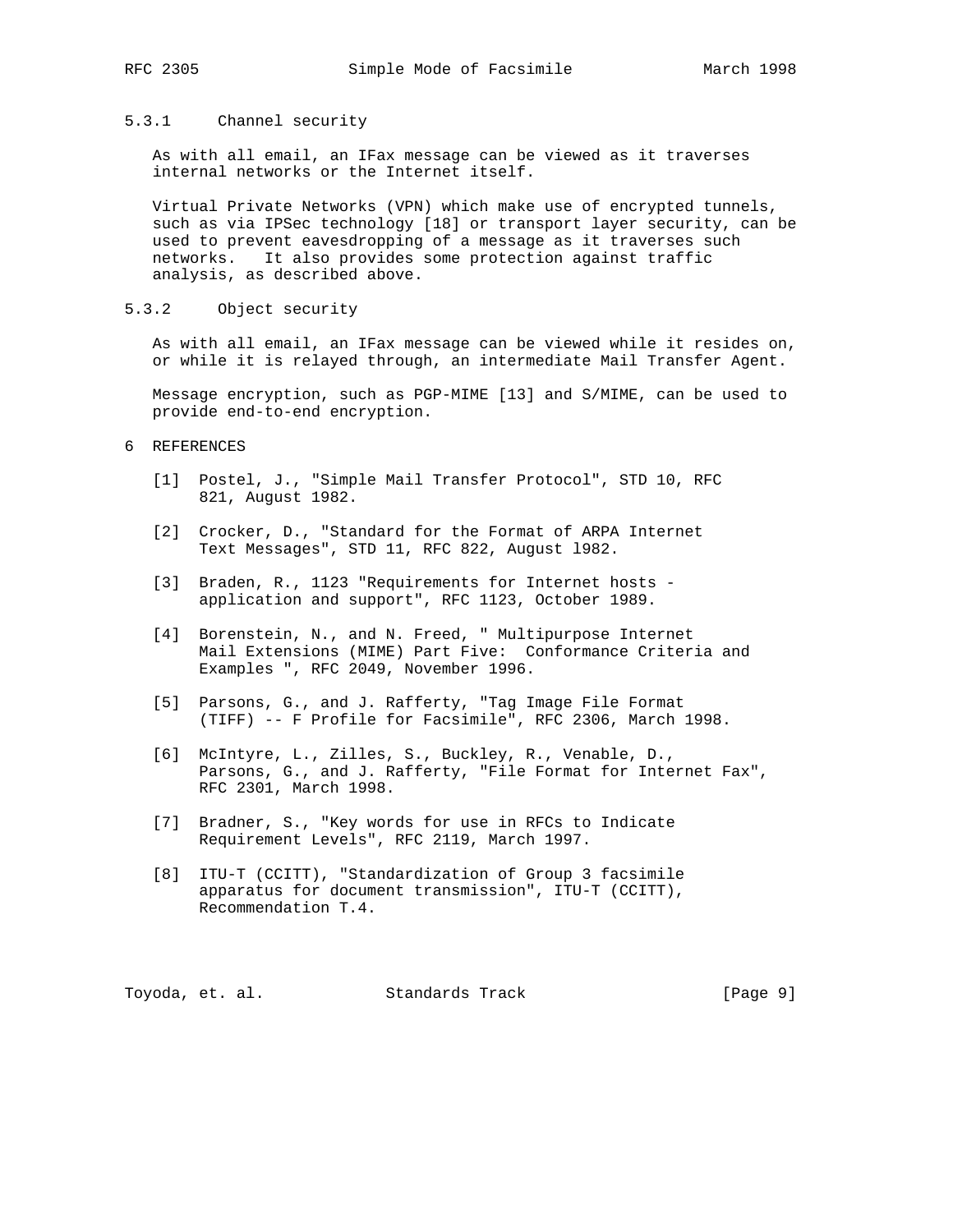### 5.3.1 Channel security

As with all email, an IFax message can be viewed as it traverses internal networks or the Internet itself.

Virtual Private Networks (VPN) which make use of encrypted tunnels, such as via IPSec technology [18] or transport layer security, can be used to prevent eavesdropping of a message as it traverses such networks. It also provides some protection against traffic analysis, as described above.

### 5.3.2 Object security

As with all email, an IFax message can be viewed while it resides on, or while it is relayed through, an intermediate Mail Transfer Agent.

Message encryption, such as PGP-MIME [13] and S/MIME, can be used to provide end-to-end encryption.

## 6 REFERENCES

[1] Postel, J., "Simple Mail Transfer Protocol", STD 10, RFC 821, August 1982.

[2] Crocker, D., "Standard for the Format of ARPA Internet Text Messages", STD 11, RFC 822, August l982.

[3] Braden, R., 1123 "Requirements for Internet hosts - application and support", RFC 1123, October 1989.

[4] Borenstein, N., and N. Freed, " Multipurpose Internet Mail Extensions (MIME) Part Five: Conformance Criteria and Examples ", RFC 2049, November 1996.

[5] Parsons, G., and J. Rafferty, "Tag Image File Format (TIFF) -- F Profile for Facsimile", RFC 2306, March 1998.

[6] McIntyre, L., Zilles, S., Buckley, R., Venable, D., Parsons, G., and J. Rafferty, "File Format for Internet Fax", RFC 2301, March 1998.

[7] Bradner, S., "Key words for use in RFCs to Indicate Requirement Levels", RFC 2119, March 1997.

[8] ITU-T (CCITT), "Standardization of Group 3 facsimile apparatus for document transmission", ITU-T (CCITT), Recommendation T.4.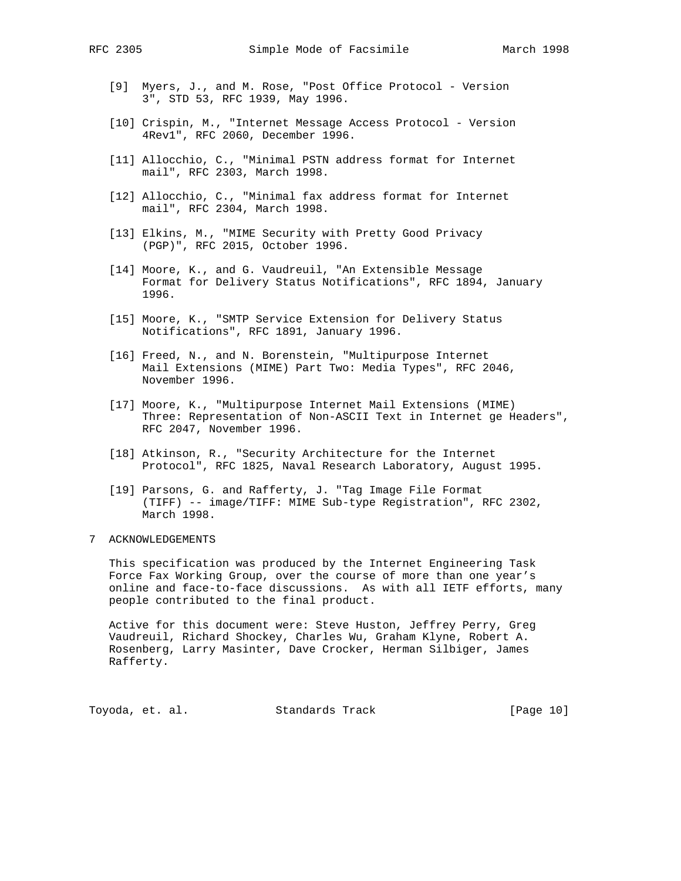[9] Myers, J., and M. Rose, "Post Office Protocol - Version 3", STD 53, RFC 1939, May 1996.

[10] Crispin, M., "Internet Message Access Protocol - Version 4Rev1", RFC 2060, December 1996.

[11] Allocchio, C., "Minimal PSTN address format for Internet mail", RFC 2303, March 1998.

[12] Allocchio, C., "Minimal fax address format for Internet mail", RFC 2304, March 1998.

[13] Elkins, M., "MIME Security with Pretty Good Privacy (PGP)", RFC 2015, October 1996.

[14] Moore, K., and G. Vaudreuil, "An Extensible Message Format for Delivery Status Notifications", RFC 1894, January 1996.

[15] Moore, K., "SMTP Service Extension for Delivery Status Notifications", RFC 1891, January 1996.

[16] Freed, N., and N. Borenstein, "Multipurpose Internet Mail Extensions (MIME) Part Two: Media Types", RFC 2046, November 1996.

[17] Moore, K., "Multipurpose Internet Mail Extensions (MIME) Three: Representation of Non-ASCII Text in Internet ge Headers", RFC 2047, November 1996.

[18] Atkinson, R., "Security Architecture for the Internet Protocol", RFC 1825, Naval Research Laboratory, August 1995.

[19] Parsons, G. and Rafferty, J. "Tag Image File Format (TIFF) -- image/TIFF: MIME Sub-type Registration", RFC 2302, March 1998.

## 7 ACKNOWLEDGEMENTS

This specification was produced by the Internet Engineering Task Force Fax Working Group, over the course of more than one year's online and face-to-face discussions. As with all IETF efforts, many people contributed to the final product.

Active for this document were: Steve Huston, Jeffrey Perry, Greg Vaudreuil, Richard Shockey, Charles Wu, Graham Klyne, Robert A. Rosenberg, Larry Masinter, Dave Crocker, Herman Silbiger, James Rafferty.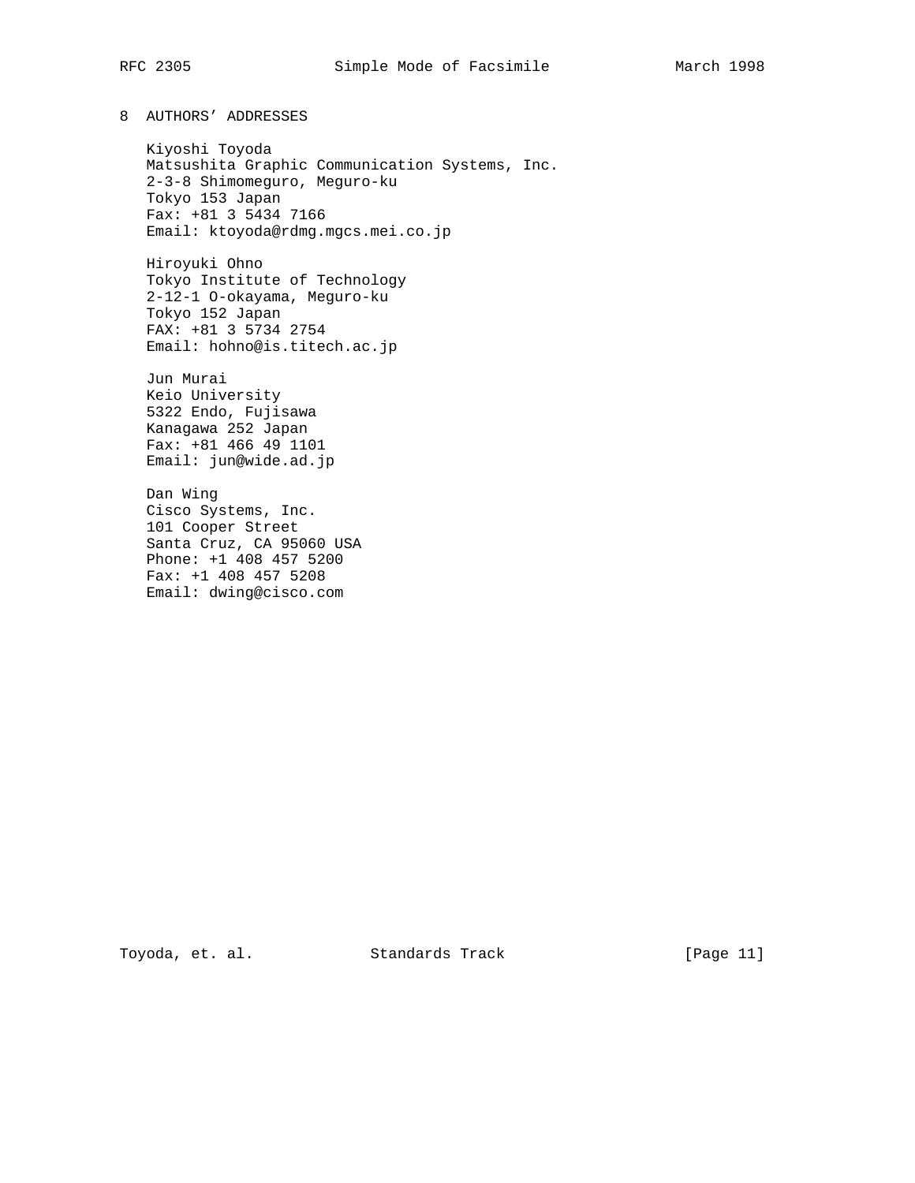## 8 AUTHORS' ADDRESSES

Kiyoshi Toyoda
Matsushita Graphic Communication Systems, Inc.
2-3-8 Shimomeguro, Meguro-ku
Tokyo 153 Japan
Fax: +81 3 5434 7166
Email: ktoyoda@rdmg.mgcs.mei.co.jp

Hiroyuki Ohno
Tokyo Institute of Technology
2-12-1 O-okayama, Meguro-ku
Tokyo 152 Japan
FAX: +81 3 5734 2754
Email: hohno@is.titech.ac.jp

Jun Murai
Keio University
5322 Endo, Fujisawa
Kanagawa 252 Japan
Fax: +81 466 49 1101
Email: jun@wide.ad.jp

Dan Wing
Cisco Systems, Inc.
101 Cooper Street
Santa Cruz, CA 95060 USA
Phone: +1 408 457 5200
Fax: +1 408 457 5208
Email: dwing@cisco.com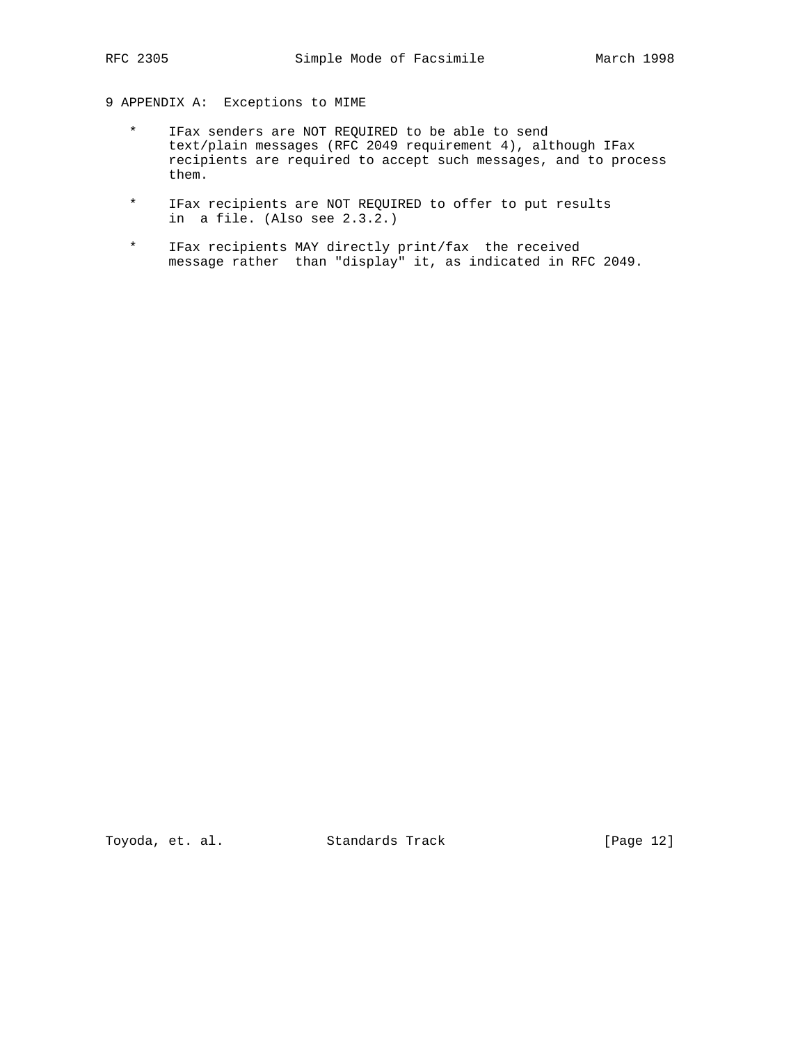# 9 APPENDIX A: Exceptions to MIME

* IFax senders are NOT REQUIRED to be able to send text/plain messages (RFC 2049 requirement 4), although IFax recipients are required to accept such messages, and to process them.

* IFax recipients are NOT REQUIRED to offer to put results in a file. (Also see 2.3.2.)

* IFax recipients MAY directly print/fax the received message rather than "display" it, as indicated in RFC 2049.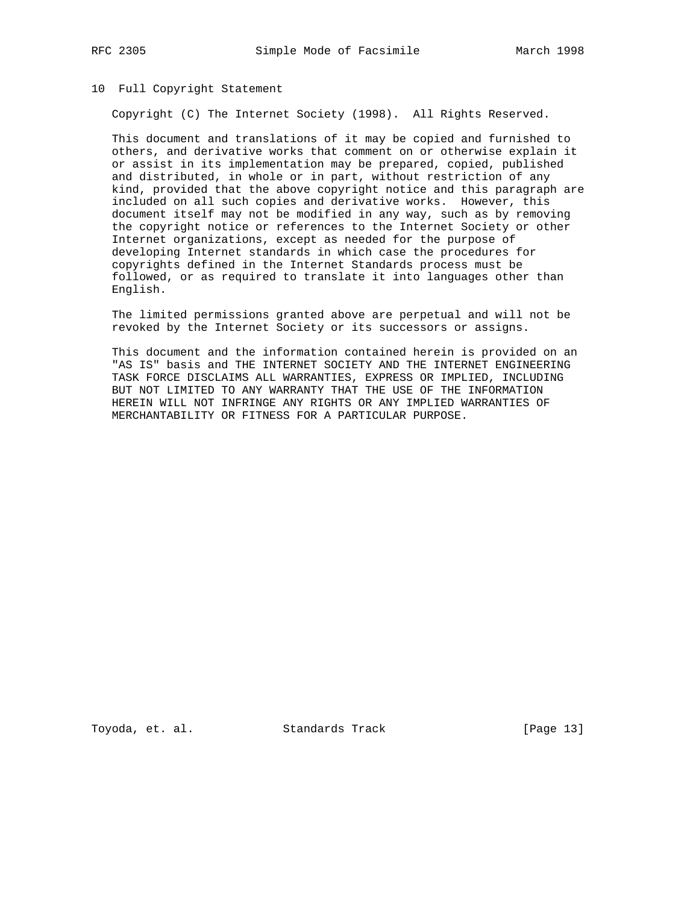## 10 Full Copyright Statement

Copyright (C) The Internet Society (1998). All Rights Reserved.

This document and translations of it may be copied and furnished to others, and derivative works that comment on or otherwise explain it or assist in its implementation may be prepared, copied, published and distributed, in whole or in part, without restriction of any kind, provided that the above copyright notice and this paragraph are included on all such copies and derivative works. However, this document itself may not be modified in any way, such as by removing the copyright notice or references to the Internet Society or other Internet organizations, except as needed for the purpose of developing Internet standards in which case the procedures for copyrights defined in the Internet Standards process must be followed, or as required to translate it into languages other than English.

The limited permissions granted above are perpetual and will not be revoked by the Internet Society or its successors or assigns.

This document and the information contained herein is provided on an "AS IS" basis and THE INTERNET SOCIETY AND THE INTERNET ENGINEERING TASK FORCE DISCLAIMS ALL WARRANTIES, EXPRESS OR IMPLIED, INCLUDING BUT NOT LIMITED TO ANY WARRANTY THAT THE USE OF THE INFORMATION HEREIN WILL NOT INFRINGE ANY RIGHTS OR ANY IMPLIED WARRANTIES OF MERCHANTABILITY OR FITNESS FOR A PARTICULAR PURPOSE.